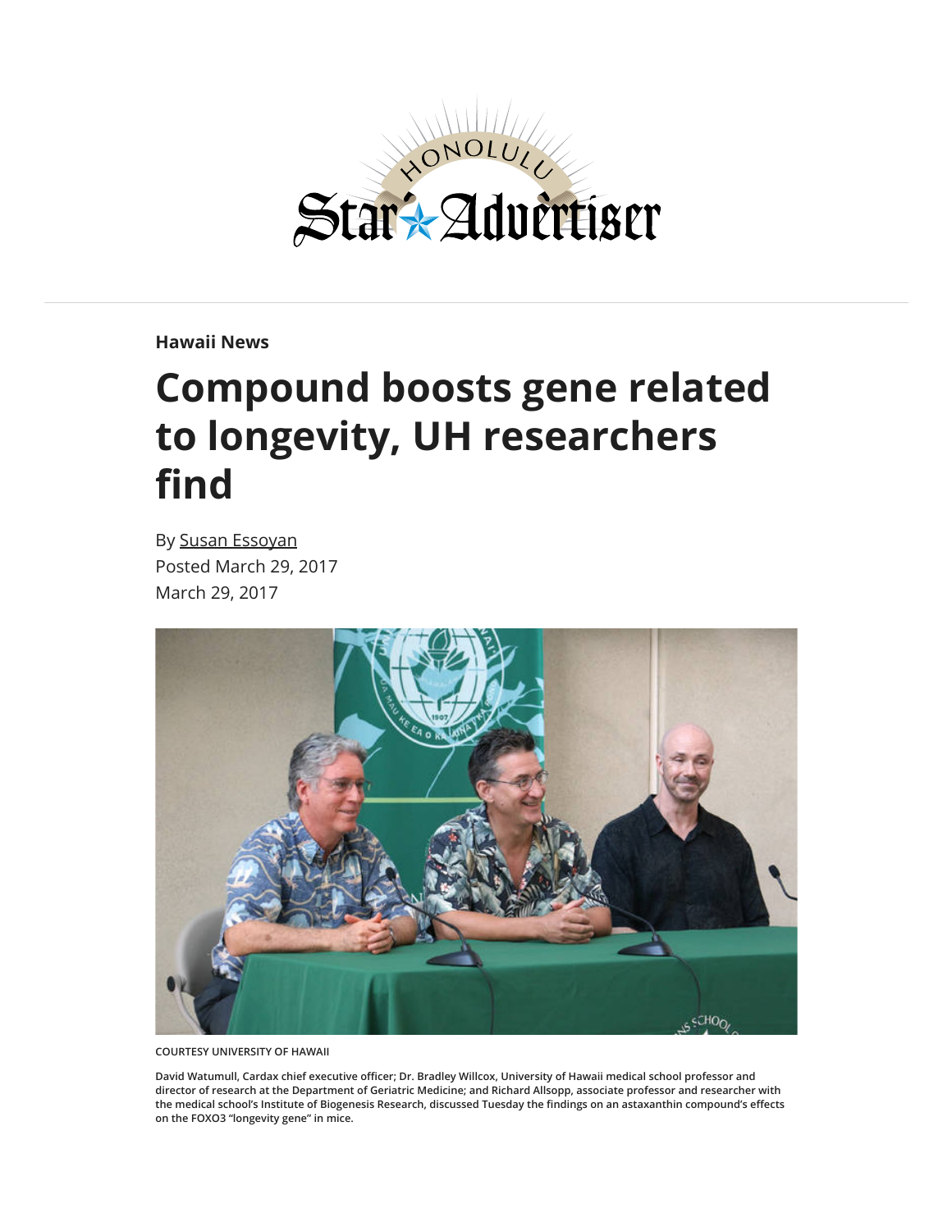Hawaii News

# Compound boosts gene related to longevity, UH researchers find

By Susan Essoyan
Posted March 29, 2017
March 29, 2017

COURTESY UNIVERSITY OF HAWAII

David Watumull, Cardax chief executive officer; Dr. Bradley Willcox, University of Hawaii medical school professor and director of research at the Department of Geriatric Medicine; and Richard Allsopp, associate professor and researcher with the medical school's Institute of Biogenesis Research, discussed Tuesday the findings on an astaxanthin compound's effects on the FOXO3 "longevity gene" in mice.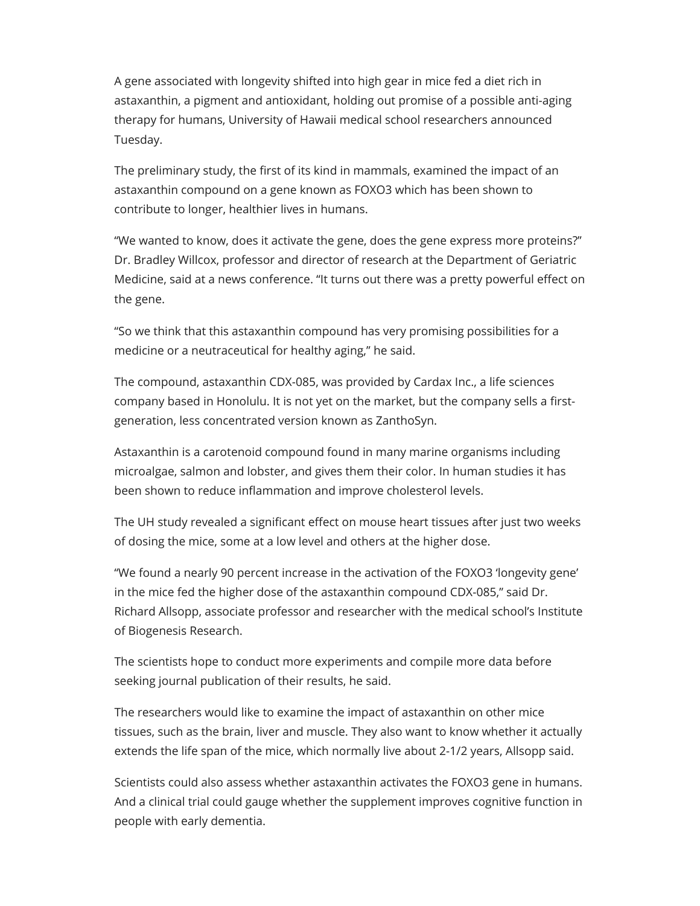A gene associated with longevity shifted into high gear in mice fed a diet rich in astaxanthin, a pigment and antioxidant, holding out promise of a possible anti-aging therapy for humans, University of Hawaii medical school researchers announced Tuesday.

The preliminary study, the first of its kind in mammals, examined the impact of an astaxanthin compound on a gene known as FOXO3 which has been shown to contribute to longer, healthier lives in humans.

“We wanted to know, does it activate the gene, does the gene express more proteins?” Dr. Bradley Willcox, professor and director of research at the Department of Geriatric Medicine, said at a news conference. “It turns out there was a pretty powerful effect on the gene.

“So we think that this astaxanthin compound has very promising possibilities for a medicine or a neutraceutical for healthy aging,” he said.

The compound, astaxanthin CDX-085, was provided by Cardax Inc., a life sciences company based in Honolulu. It is not yet on the market, but the company sells a first-generation, less concentrated version known as ZanthoSyn.

Astaxanthin is a carotenoid compound found in many marine organisms including microalgae, salmon and lobster, and gives them their color. In human studies it has been shown to reduce inflammation and improve cholesterol levels.

The UH study revealed a significant effect on mouse heart tissues after just two weeks of dosing the mice, some at a low level and others at the higher dose.

“We found a nearly 90 percent increase in the activation of the FOXO3 ‘longevity gene’ in the mice fed the higher dose of the astaxanthin compound CDX-085,” said Dr. Richard Allsopp, associate professor and researcher with the medical school’s Institute of Biogenesis Research.

The scientists hope to conduct more experiments and compile more data before seeking journal publication of their results, he said.

The researchers would like to examine the impact of astaxanthin on other mice tissues, such as the brain, liver and muscle. They also want to know whether it actually extends the life span of the mice, which normally live about 2-1/2 years, Allsopp said.

Scientists could also assess whether astaxanthin activates the FOXO3 gene in humans. And a clinical trial could gauge whether the supplement improves cognitive function in people with early dementia.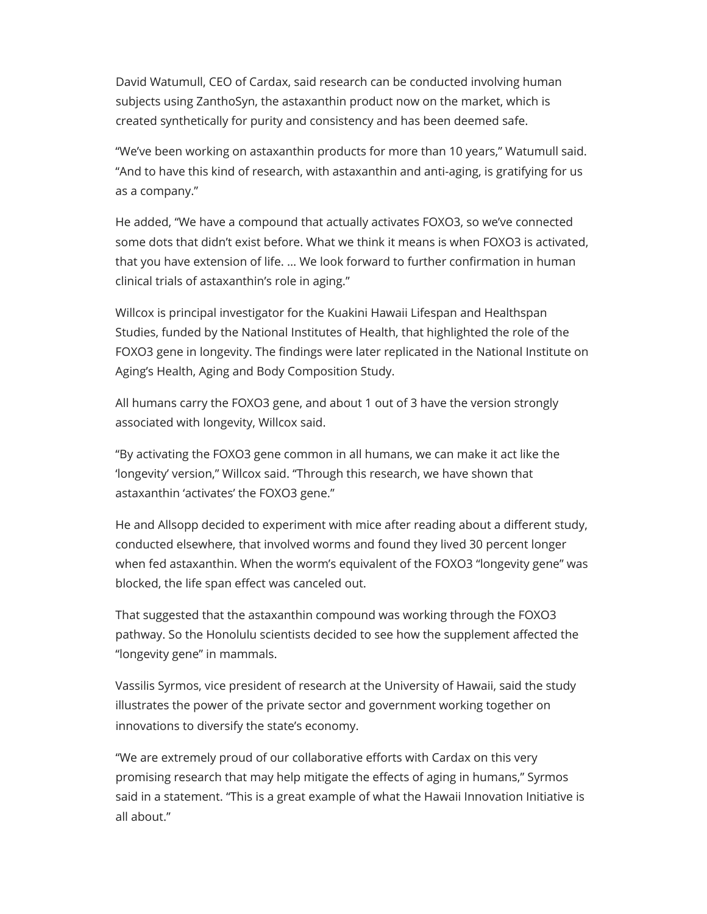David Watumull, CEO of Cardax, said research can be conducted involving human subjects using ZanthoSyn, the astaxanthin product now on the market, which is created synthetically for purity and consistency and has been deemed safe.

"We've been working on astaxanthin products for more than 10 years," Watumull said. "And to have this kind of research, with astaxanthin and anti-aging, is gratifying for us as a company."

He added, "We have a compound that actually activates FOXO3, so we've connected some dots that didn't exist before. What we think it means is when FOXO3 is activated, that you have extension of life. … We look forward to further confirmation in human clinical trials of astaxanthin's role in aging."

Willcox is principal investigator for the Kuakini Hawaii Lifespan and Healthspan Studies, funded by the National Institutes of Health, that highlighted the role of the FOXO3 gene in longevity. The findings were later replicated in the National Institute on Aging's Health, Aging and Body Composition Study.

All humans carry the FOXO3 gene, and about 1 out of 3 have the version strongly associated with longevity, Willcox said.

"By activating the FOXO3 gene common in all humans, we can make it act like the 'longevity' version," Willcox said. "Through this research, we have shown that astaxanthin 'activates' the FOXO3 gene."

He and Allsopp decided to experiment with mice after reading about a different study, conducted elsewhere, that involved worms and found they lived 30 percent longer when fed astaxanthin. When the worm's equivalent of the FOXO3 "longevity gene" was blocked, the life span effect was canceled out.

That suggested that the astaxanthin compound was working through the FOXO3 pathway. So the Honolulu scientists decided to see how the supplement affected the "longevity gene" in mammals.

Vassilis Syrmos, vice president of research at the University of Hawaii, said the study illustrates the power of the private sector and government working together on innovations to diversify the state's economy.

"We are extremely proud of our collaborative efforts with Cardax on this very promising research that may help mitigate the effects of aging in humans," Syrmos said in a statement. "This is a great example of what the Hawaii Innovation Initiative is all about."